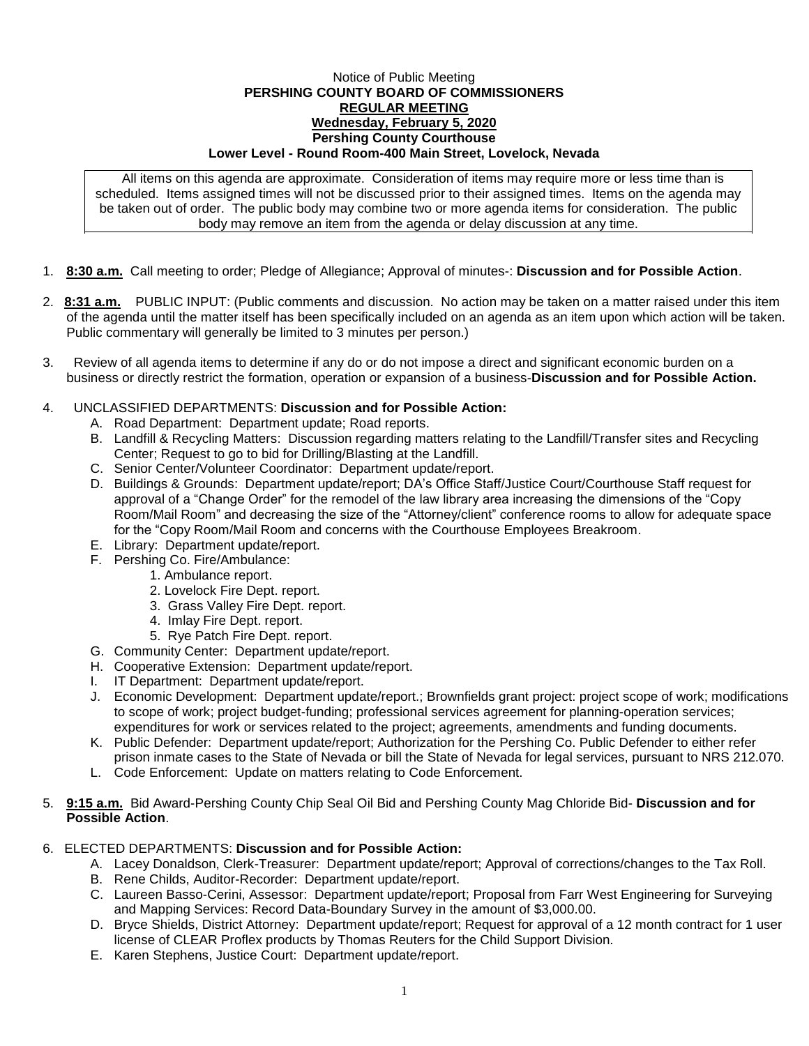Notice of Public Meeting

**PERSHING COUNTY BOARD OF COMMISSIONERS**

**REGULAR MEETING**

**Wednesday, February 5, 2020**

**Pershing County Courthouse**

**Lower Level - Round Room-400 Main Street, Lovelock, Nevada**

All items on this agenda are approximate. Consideration of items may require more or less time than is scheduled. Items assigned times will not be discussed prior to their assigned times. Items on the agenda may be taken out of order. The public body may combine two or more agenda items for consideration. The public body may remove an item from the agenda or delay discussion at any time.

1. **8:30 a.m.** Call meeting to order; Pledge of Allegiance; Approval of minutes-: **Discussion and for Possible Action**.

2. **8:31 a.m.** PUBLIC INPUT: (Public comments and discussion. No action may be taken on a matter raised under this item of the agenda until the matter itself has been specifically included on an agenda as an item upon which action will be taken. Public commentary will generally be limited to 3 minutes per person.)

3. Review of all agenda items to determine if any do or do not impose a direct and significant economic burden on a business or directly restrict the formation, operation or expansion of a business-**Discussion and for Possible Action.**

4. UNCLASSIFIED DEPARTMENTS: **Discussion and for Possible Action:**
   - A. Road Department: Department update; Road reports.
   - B. Landfill & Recycling Matters: Discussion regarding matters relating to the Landfill/Transfer sites and Recycling Center; Request to go to bid for Drilling/Blasting at the Landfill.
   - C. Senior Center/Volunteer Coordinator: Department update/report.
   - D. Buildings & Grounds: Department update/report; DA's Office Staff/Justice Court/Courthouse Staff request for approval of a "Change Order" for the remodel of the law library area increasing the dimensions of the "Copy Room/Mail Room" and decreasing the size of the "Attorney/client" conference rooms to allow for adequate space for the "Copy Room/Mail Room and concerns with the Courthouse Employees Breakroom.
   - E. Library: Department update/report.
   - F. Pershing Co. Fire/Ambulance:
     1. Ambulance report.
     2. Lovelock Fire Dept. report.
     3. Grass Valley Fire Dept. report.
     4. Imlay Fire Dept. report.
     5. Rye Patch Fire Dept. report.
   - G. Community Center: Department update/report.
   - H. Cooperative Extension: Department update/report.
   - I. IT Department: Department update/report.
   - J. Economic Development: Department update/report.; Brownfields grant project: project scope of work; modifications to scope of work; project budget-funding; professional services agreement for planning-operation services; expenditures for work or services related to the project; agreements, amendments and funding documents.
   - K. Public Defender: Department update/report; Authorization for the Pershing Co. Public Defender to either refer prison inmate cases to the State of Nevada or bill the State of Nevada for legal services, pursuant to NRS 212.070.
   - L. Code Enforcement: Update on matters relating to Code Enforcement.

5. **9:15 a.m.** Bid Award-Pershing County Chip Seal Oil Bid and Pershing County Mag Chloride Bid- **Discussion and for Possible Action**.

6. ELECTED DEPARTMENTS: **Discussion and for Possible Action:**
   - A. Lacey Donaldson, Clerk-Treasurer: Department update/report; Approval of corrections/changes to the Tax Roll.
   - B. Rene Childs, Auditor-Recorder: Department update/report.
   - C. Laureen Basso-Cerini, Assessor: Department update/report; Proposal from Farr West Engineering for Surveying and Mapping Services: Record Data-Boundary Survey in the amount of $3,000.00.
   - D. Bryce Shields, District Attorney: Department update/report; Request for approval of a 12 month contract for 1 user license of CLEAR Proflex products by Thomas Reuters for the Child Support Division.
   - E. Karen Stephens, Justice Court: Department update/report.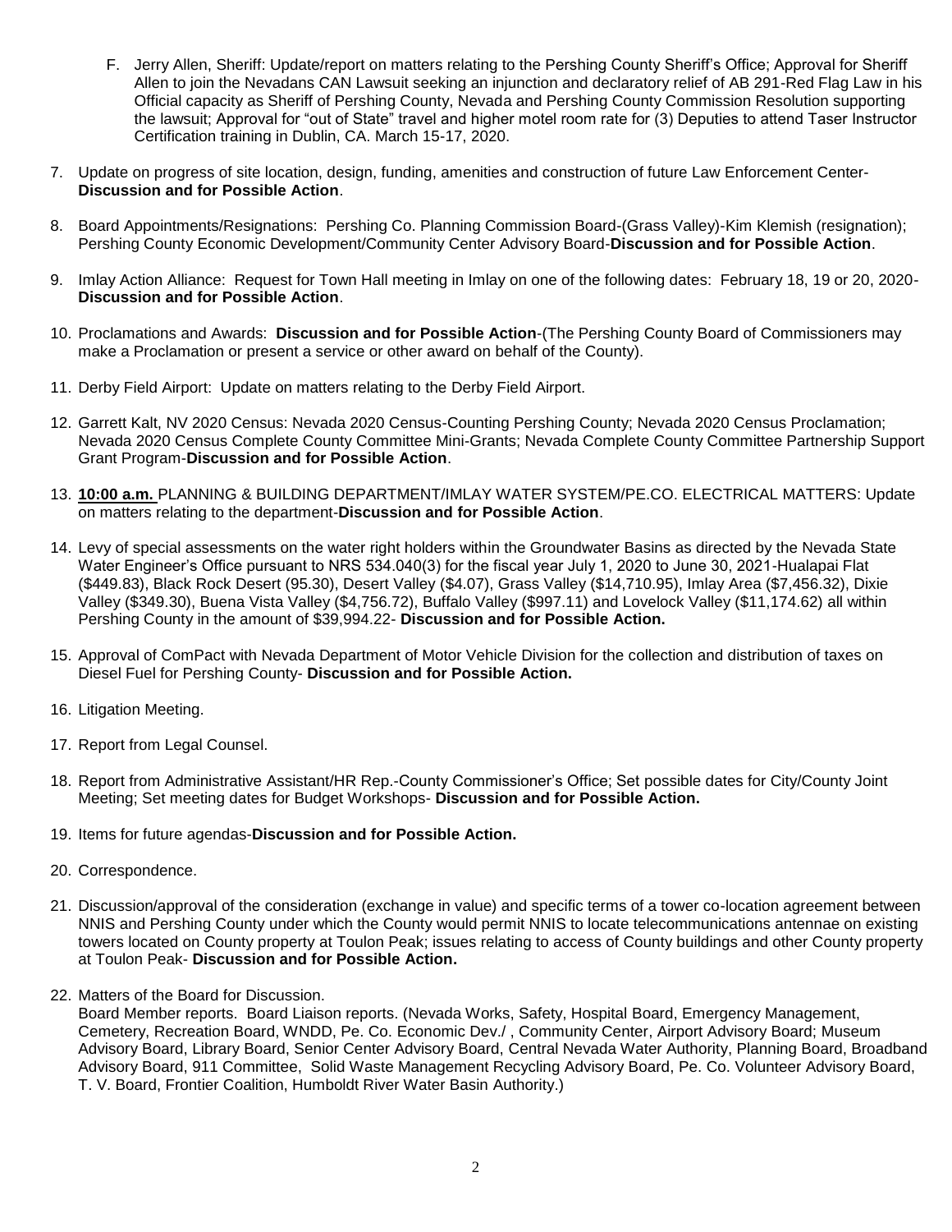F. Jerry Allen, Sheriff: Update/report on matters relating to the Pershing County Sheriff's Office; Approval for Sheriff Allen to join the Nevadans CAN Lawsuit seeking an injunction and declaratory relief of AB 291-Red Flag Law in his Official capacity as Sheriff of Pershing County, Nevada and Pershing County Commission Resolution supporting the lawsuit; Approval for "out of State" travel and higher motel room rate for (3) Deputies to attend Taser Instructor Certification training in Dublin, CA. March 15-17, 2020.

7. Update on progress of site location, design, funding, amenities and construction of future Law Enforcement Center- **Discussion and for Possible Action**.

8. Board Appointments/Resignations: Pershing Co. Planning Commission Board-(Grass Valley)-Kim Klemish (resignation); Pershing County Economic Development/Community Center Advisory Board-**Discussion and for Possible Action**.

9. Imlay Action Alliance: Request for Town Hall meeting in Imlay on one of the following dates: February 18, 19 or 20, 2020- **Discussion and for Possible Action**.

10. Proclamations and Awards: **Discussion and for Possible Action**-(The Pershing County Board of Commissioners may make a Proclamation or present a service or other award on behalf of the County).

11. Derby Field Airport: Update on matters relating to the Derby Field Airport.

12. Garrett Kalt, NV 2020 Census: Nevada 2020 Census-Counting Pershing County; Nevada 2020 Census Proclamation; Nevada 2020 Census Complete County Committee Mini-Grants; Nevada Complete County Committee Partnership Support Grant Program-**Discussion and for Possible Action**.

13. **10:00 a.m.** PLANNING & BUILDING DEPARTMENT/IMLAY WATER SYSTEM/PE.CO. ELECTRICAL MATTERS: Update on matters relating to the department-**Discussion and for Possible Action**.

14. Levy of special assessments on the water right holders within the Groundwater Basins as directed by the Nevada State Water Engineer's Office pursuant to NRS 534.040(3) for the fiscal year July 1, 2020 to June 30, 2021-Hualapai Flat ($449.83), Black Rock Desert (95.30), Desert Valley ($4.07), Grass Valley ($14,710.95), Imlay Area ($7,456.32), Dixie Valley ($349.30), Buena Vista Valley ($4,756.72), Buffalo Valley ($997.11) and Lovelock Valley ($11,174.62) all within Pershing County in the amount of $39,994.22- **Discussion and for Possible Action.**

15. Approval of ComPact with Nevada Department of Motor Vehicle Division for the collection and distribution of taxes on Diesel Fuel for Pershing County- **Discussion and for Possible Action.**

16. Litigation Meeting.

17. Report from Legal Counsel.

18. Report from Administrative Assistant/HR Rep.-County Commissioner's Office; Set possible dates for City/County Joint Meeting; Set meeting dates for Budget Workshops- **Discussion and for Possible Action.**

19. Items for future agendas-**Discussion and for Possible Action.**

20. Correspondence.

21. Discussion/approval of the consideration (exchange in value) and specific terms of a tower co-location agreement between NNIS and Pershing County under which the County would permit NNIS to locate telecommunications antennae on existing towers located on County property at Toulon Peak; issues relating to access of County buildings and other County property at Toulon Peak- **Discussion and for Possible Action.**

22. Matters of the Board for Discussion.
Board Member reports. Board Liaison reports. (Nevada Works, Safety, Hospital Board, Emergency Management, Cemetery, Recreation Board, WNDD, Pe. Co. Economic Dev./ , Community Center, Airport Advisory Board; Museum Advisory Board, Library Board, Senior Center Advisory Board, Central Nevada Water Authority, Planning Board, Broadband Advisory Board, 911 Committee, Solid Waste Management Recycling Advisory Board, Pe. Co. Volunteer Advisory Board, T. V. Board, Frontier Coalition, Humboldt River Water Basin Authority.)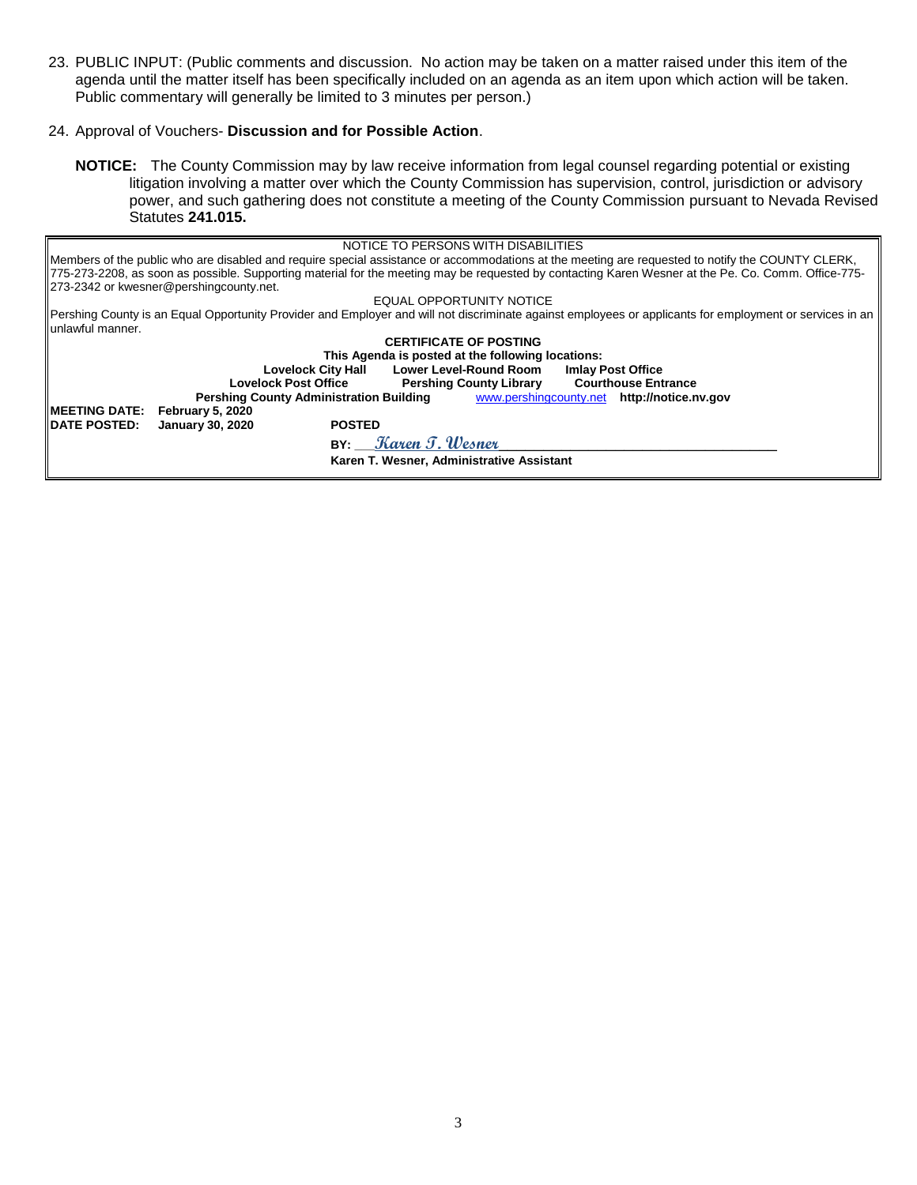23. PUBLIC INPUT: (Public comments and discussion. No action may be taken on a matter raised under this item of the agenda until the matter itself has been specifically included on an agenda as an item upon which action will be taken. Public commentary will generally be limited to 3 minutes per person.)

24. Approval of Vouchers- **Discussion and for Possible Action**.

**NOTICE:** The County Commission may by law receive information from legal counsel regarding potential or existing litigation involving a matter over which the County Commission has supervision, control, jurisdiction or advisory power, and such gathering does not constitute a meeting of the County Commission pursuant to Nevada Revised Statutes **241.015.**

NOTICE TO PERSONS WITH DISABILITIES

Members of the public who are disabled and require special assistance or accommodations at the meeting are requested to notify the COUNTY CLERK, 775-273-2208, as soon as possible. Supporting material for the meeting may be requested by contacting Karen Wesner at the Pe. Co. Comm. Office-775-273-2342 or kwesner@pershingcounty.net.

EQUAL OPPORTUNITY NOTICE

Pershing County is an Equal Opportunity Provider and Employer and will not discriminate against employees or applicants for employment or services in an unlawful manner.

**CERTIFICATE OF POSTING**

**This Agenda is posted at the following locations:**

**Lovelock City Hall** **Lower Level-Round Room** **Imlay Post Office**
**Lovelock Post Office** **Pershing County Library** **Courthouse Entrance**
**Pershing County Administration Building** www.pershingcounty.net **http://notice.nv.gov**

**MEETING DATE: February 5, 2020**
**DATE POSTED: January 30, 2020** **POSTED**

**BY:** *Karen T. Wesner*

**Karen T. Wesner, Administrative Assistant**